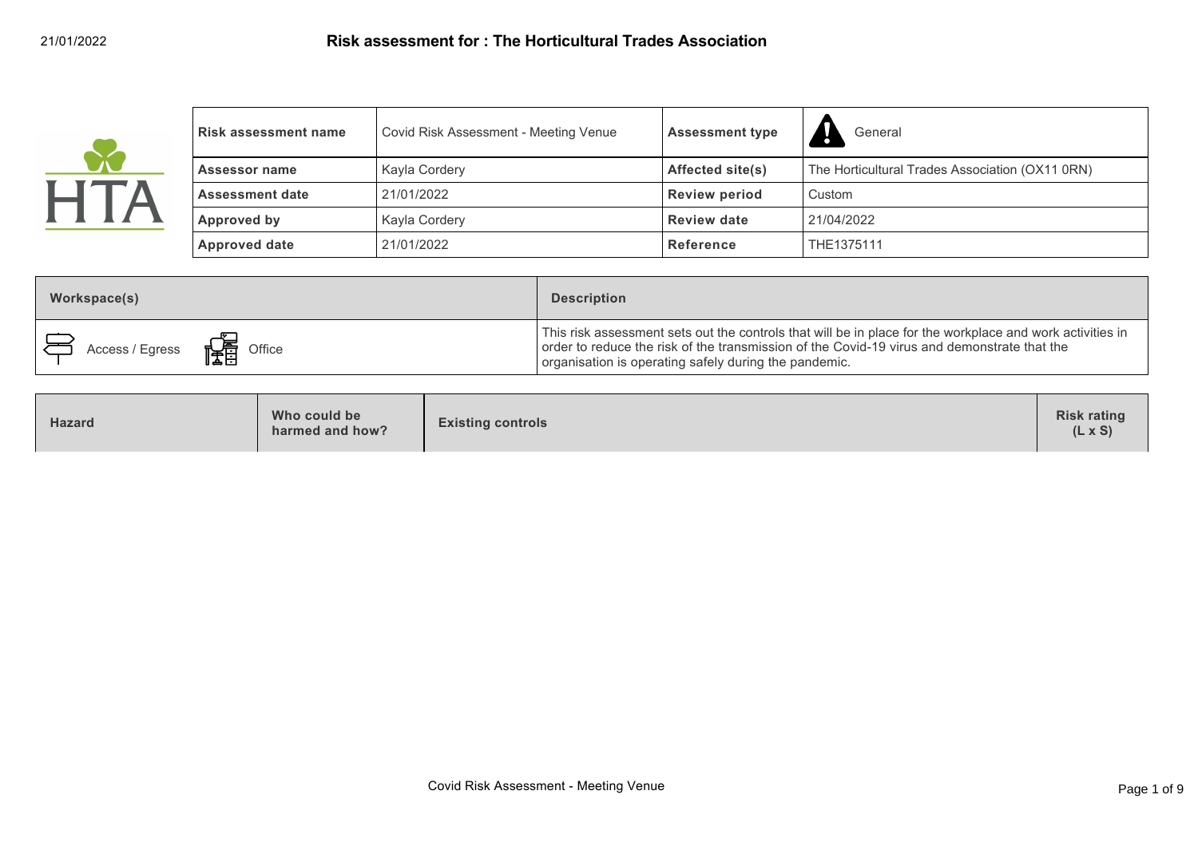# Risk assessment for : The Horticultural Trades Association

21/01/2022

| Risk assessment name | Covid Risk Assessment - Meeting Venue | Assessment type | General |
|---|---|---|---|
| Assessor name | Kayla Cordery | Affected site(s) | The Horticultural Trades Association (OX11 0RN) |
| Assessment date | 21/01/2022 | Review period | Custom |
| Approved by | Kayla Cordery | Review date | 21/04/2022 |
| Approved date | 21/01/2022 | Reference | THE1375111 |

| Workspace(s) | Description |
|---|---|
| Access / Egress, Office | This risk assessment sets out the controls that will be in place for the workplace and work activities in order to reduce the risk of the transmission of the Covid-19 virus and demonstrate that the organisation is operating safely during the pandemic. |

| Hazard | Who could be harmed and how? | Existing controls | Risk rating (L x S) |
|---|---|---|---|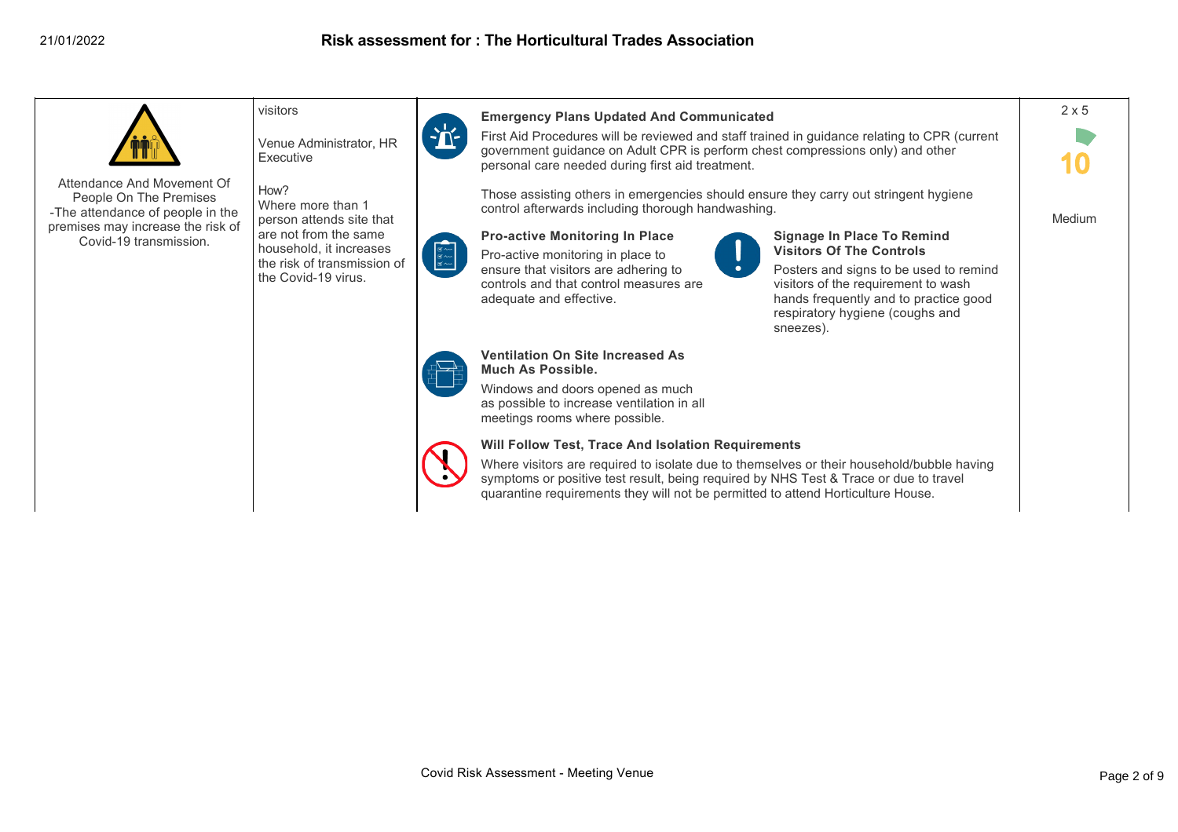# Risk assessment for : The Horticultural Trades Association

| Hazard | Who / How | Controls | Risk |
|---|---|---|---|
| Attendance And Movement Of People On The Premises -The attendance of people in the premises may increase the risk of Covid-19 transmission. | visitors<br><br>Venue Administrator, HR Executive<br><br>How?<br>Where more than 1 person attends site that are not from the same household, it increases the risk of transmission of the Covid-19 virus. | **Emergency Plans Updated And Communicated**<br>First Aid Procedures will be reviewed and staff trained in guidance relating to CPR (current government guidance on Adult CPR is perform chest compressions only) and other personal care needed during first aid treatment.<br><br>Those assisting others in emergencies should ensure they carry out stringent hygiene control afterwards including thorough handwashing.<br><br>**Pro-active Monitoring In Place**<br>Pro-active monitoring in place to ensure that visitors are adhering to controls and that control measures are adequate and effective.<br><br>**Signage In Place To Remind Visitors Of The Controls**<br>Posters and signs to be used to remind visitors of the requirement to wash hands frequently and to practice good respiratory hygiene (coughs and sneezes).<br><br>**Ventilation On Site Increased As Much As Possible.**<br>Windows and doors opened as much as possible to increase ventilation in all meetings rooms where possible.<br><br>**Will Follow Test, Trace And Isolation Requirements**<br>Where visitors are required to isolate due to themselves or their household/bubble having symptoms or positive test result, being required by NHS Test & Trace or due to travel quarantine requirements they will not be permitted to attend Horticulture House. | 2 x 5<br>**10**<br>Medium |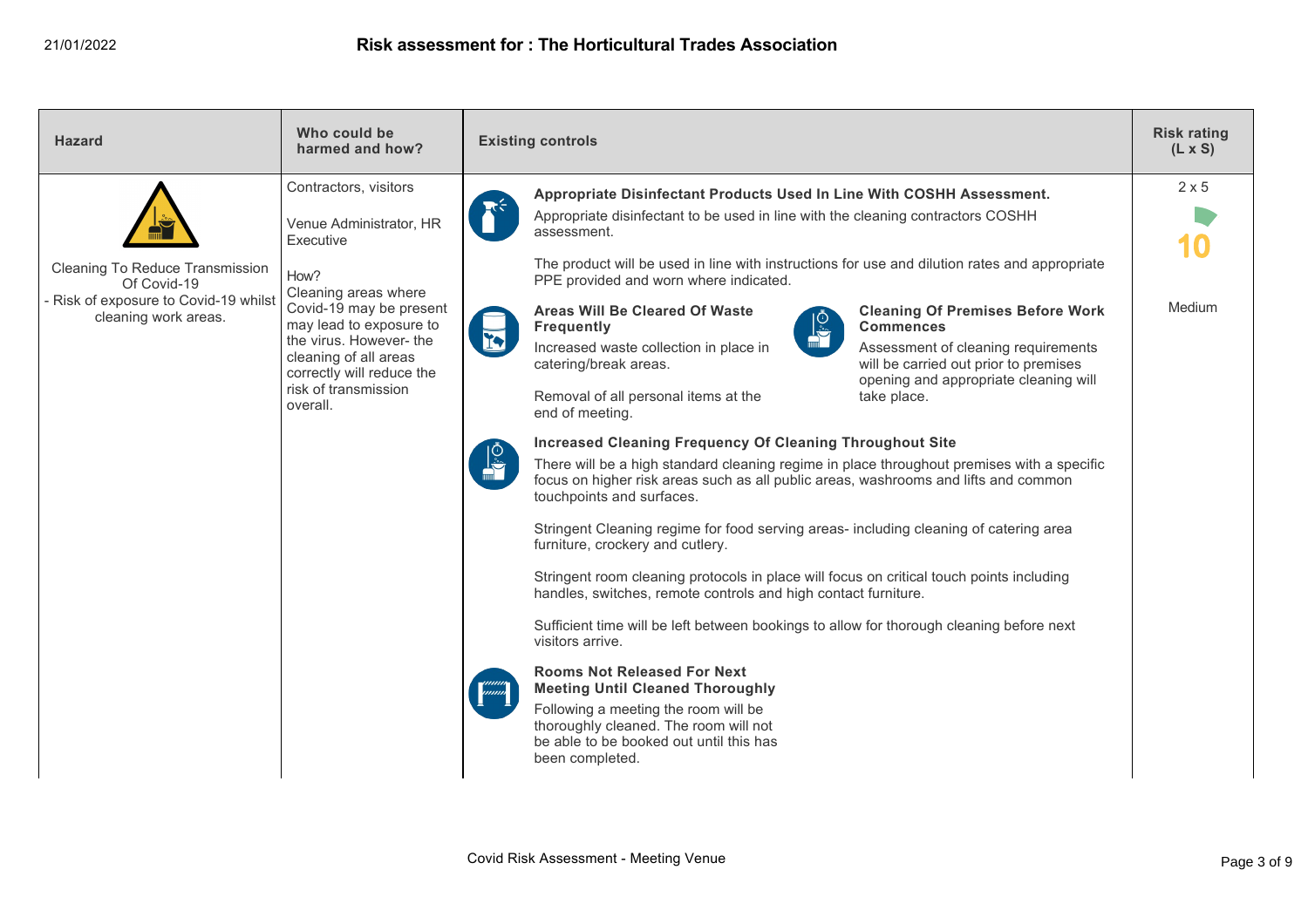# Risk assessment for : The Horticultural Trades Association

| Hazard | Who could be harmed and how? | Existing controls | Risk rating (L x S) |
|---|---|---|---|
| Cleaning To Reduce Transmission Of Covid-19 - Risk of exposure to Covid-19 whilst cleaning work areas. | Contractors, visitors<br><br>Venue Administrator, HR Executive<br><br>How?<br>Cleaning areas where Covid-19 may be present may lead to exposure to the virus. However- the cleaning of all areas correctly will reduce the risk of transmission overall. | **Appropriate Disinfectant Products Used In Line With COSHH Assessment.**<br>Appropriate disinfectant to be used in line with the cleaning contractors COSHH assessment.<br><br>The product will be used in line with instructions for use and dilution rates and appropriate PPE provided and worn where indicated.<br><br>**Areas Will Be Cleared Of Waste Frequently**<br>Increased waste collection in place in catering/break areas.<br><br>Removal of all personal items at the end of meeting.<br><br>**Cleaning Of Premises Before Work Commences**<br>Assessment of cleaning requirements will be carried out prior to premises opening and appropriate cleaning will take place.<br><br>**Increased Cleaning Frequency Of Cleaning Throughout Site**<br>There will be a high standard cleaning regime in place throughout premises with a specific focus on higher risk areas such as all public areas, washrooms and lifts and common touchpoints and surfaces.<br><br>Stringent Cleaning regime for food serving areas- including cleaning of catering area furniture, crockery and cutlery.<br><br>Stringent room cleaning protocols in place will focus on critical touch points including handles, switches, remote controls and high contact furniture.<br><br>Sufficient time will be left between bookings to allow for thorough cleaning before next visitors arrive.<br><br>**Rooms Not Released For Next Meeting Until Cleaned Thoroughly**<br>Following a meeting the room will be thoroughly cleaned. The room will not be able to be booked out until this has been completed. | 2 x 5<br><br>10<br><br>Medium |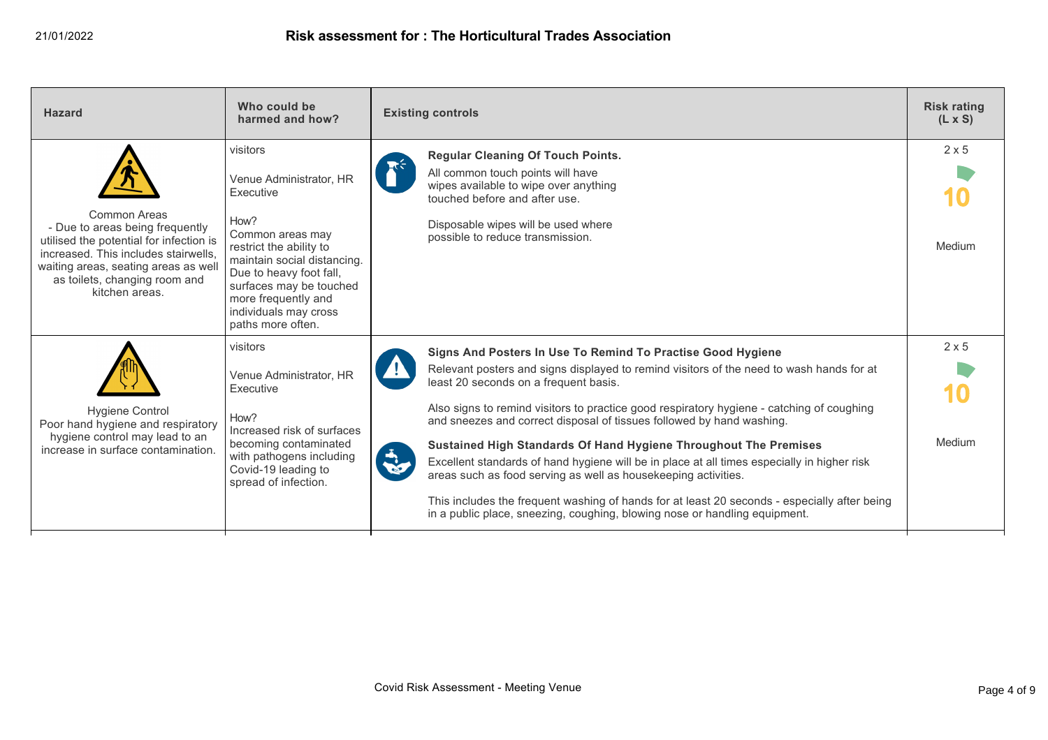| Hazard | Who could be harmed and how? | Existing controls | Risk rating (L x S) |
|---|---|---|---|
| Common Areas<br>- Due to areas being frequently utilised the potential for infection is increased. This includes stairwells, waiting areas, seating areas as well as toilets, changing room and kitchen areas. | visitors<br><br>Venue Administrator, HR Executive<br><br>How?<br>Common areas may restrict the ability to maintain social distancing. Due to heavy foot fall, surfaces may be touched more frequently and individuals may cross paths more often. | **Regular Cleaning Of Touch Points.**<br>All common touch points will have wipes available to wipe over anything touched before and after use.<br><br>Disposable wipes will be used where possible to reduce transmission. | 2 x 5<br>10<br>Medium |
| Hygiene Control<br>Poor hand hygiene and respiratory hygiene control may lead to an increase in surface contamination. | visitors<br><br>Venue Administrator, HR Executive<br><br>How?<br>Increased risk of surfaces becoming contaminated with pathogens including Covid-19 leading to spread of infection. | **Signs And Posters In Use To Remind To Practise Good Hygiene**<br>Relevant posters and signs displayed to remind visitors of the need to wash hands for at least 20 seconds on a frequent basis.<br><br>Also signs to remind visitors to practice good respiratory hygiene - catching of coughing and sneezes and correct disposal of tissues followed by hand washing.<br><br>**Sustained High Standards Of Hand Hygiene Throughout The Premises**<br>Excellent standards of hand hygiene will be in place at all times especially in higher risk areas such as food serving as well as housekeeping activities.<br><br>This includes the frequent washing of hands for at least 20 seconds - especially after being in a public place, sneezing, coughing, blowing nose or handling equipment. | 2 x 5<br>10<br>Medium |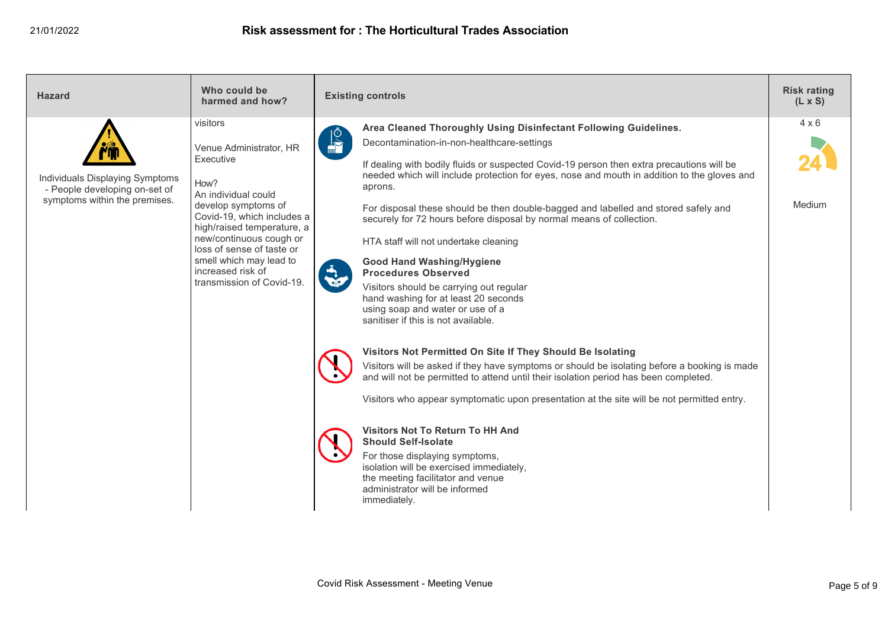| Hazard | Who could be harmed and how? | Existing controls | Risk rating (L x S) |
|---|---|---|---|
| Individuals Displaying Symptoms - People developing on-set of symptoms within the premises. | visitors<br><br>Venue Administrator, HR Executive<br><br>How?<br>An individual could develop symptoms of Covid-19, which includes a high/raised temperature, a new/continuous cough or loss of sense of taste or smell which may lead to increased risk of transmission of Covid-19. | **Area Cleaned Thoroughly Using Disinfectant Following Guidelines.**<br>Decontamination-in-non-healthcare-settings<br><br>If dealing with bodily fluids or suspected Covid-19 person then extra precautions will be needed which will include protection for eyes, nose and mouth in addition to the gloves and aprons.<br><br>For disposal these should be then double-bagged and labelled and stored safely and securely for 72 hours before disposal by normal means of collection.<br><br>HTA staff will not undertake cleaning<br><br>**Good Hand Washing/Hygiene Procedures Observed**<br>Visitors should be carrying out regular hand washing for at least 20 seconds using soap and water or use of a sanitiser if this is not available.<br><br>**Visitors Not Permitted On Site If They Should Be Isolating**<br>Visitors will be asked if they have symptoms or should be isolating before a booking is made and will not be permitted to attend until their isolation period has been completed.<br><br>Visitors who appear symptomatic upon presentation at the site will be not permitted entry.<br><br>**Visitors Not To Return To HH And Should Self-Isolate**<br>For those displaying symptoms, isolation will be exercised immediately, the meeting facilitator and venue administrator will be informed immediately. | 4 x 6<br><br>24<br><br>Medium |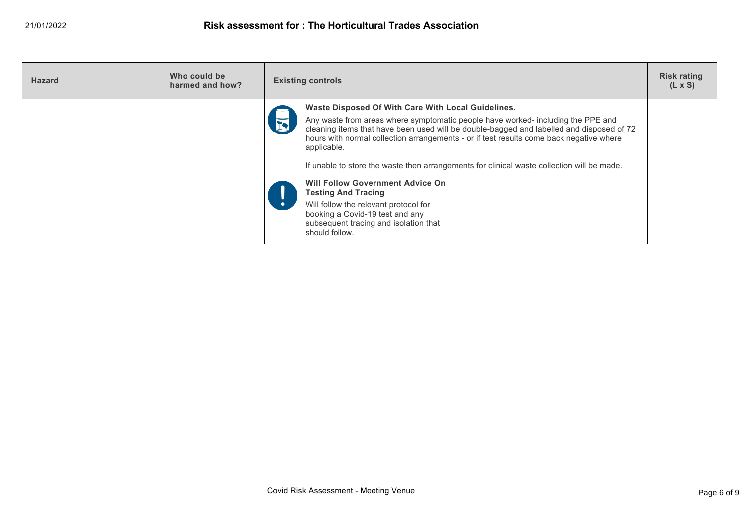# Risk assessment for : The Horticultural Trades Association

| Hazard | Who could be harmed and how? | Existing controls | Risk rating (L x S) |
|---|---|---|---|
| | | **Waste Disposed Of With Care With Local Guidelines.**<br>Any waste from areas where symptomatic people have worked- including the PPE and cleaning items that have been used will be double-bagged and labelled and disposed of 72 hours with normal collection arrangements - or if test results come back negative where applicable.<br><br>If unable to store the waste then arrangements for clinical waste collection will be made.<br><br>**Will Follow Government Advice On Testing And Tracing**<br>Will follow the relevant protocol for booking a Covid-19 test and any subsequent tracing and isolation that should follow. | |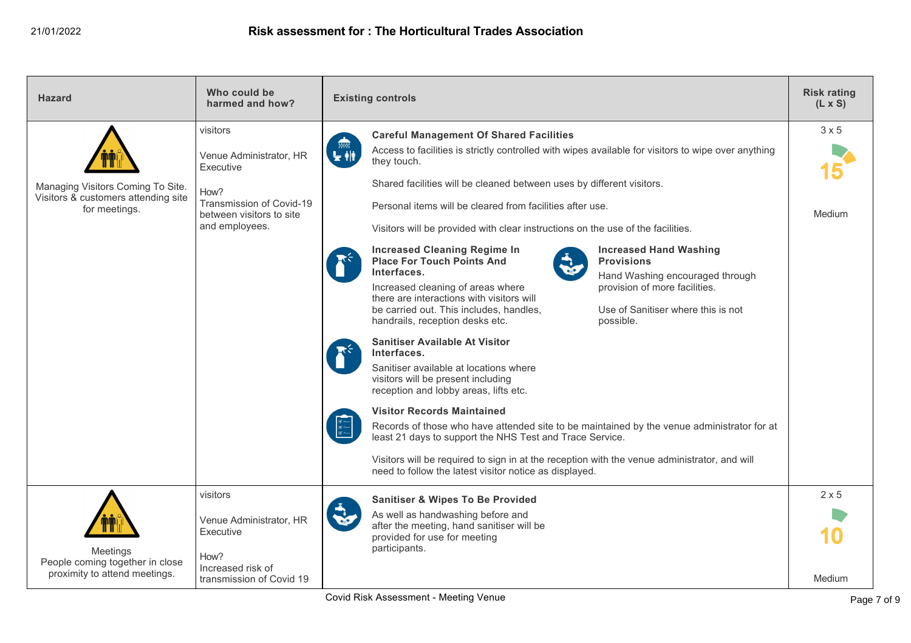# Risk assessment for : The Horticultural Trades Association

21/01/2022

| Hazard | Who could be harmed and how? | Existing controls | Risk rating (L x S) |
|---|---|---|---|
| Managing Visitors Coming To Site. Visitors & customers attending site for meetings. | visitors<br><br>Venue Administrator, HR Executive<br><br>How?<br>Transmission of Covid-19 between visitors to site and employees. | **Careful Management Of Shared Facilities**<br>Access to facilities is strictly controlled with wipes available for visitors to wipe over anything they touch.<br><br>Shared facilities will be cleaned between uses by different visitors.<br><br>Personal items will be cleared from facilities after use.<br><br>Visitors will be provided with clear instructions on the use of the facilities.<br><br>**Increased Cleaning Regime In Place For Touch Points And Interfaces.**<br>Increased cleaning of areas where there are interactions with visitors will be carried out. This includes, handles, handrails, reception desks etc.<br><br>**Increased Hand Washing Provisions**<br>Hand Washing encouraged through provision of more facilities.<br><br>Use of Sanitiser where this is not possible.<br><br>**Sanitiser Available At Visitor Interfaces.**<br>Sanitiser available at locations where visitors will be present including reception and lobby areas, lifts etc.<br><br>**Visitor Records Maintained**<br>Records of those who have attended site to be maintained by the venue administrator for at least 21 days to support the NHS Test and Trace Service.<br><br>Visitors will be required to sign in at the reception with the venue administrator, and will need to follow the latest visitor notice as displayed. | 3 x 5<br><br>15<br><br>Medium |
| Meetings<br>People coming together in close proximity to attend meetings. | visitors<br><br>Venue Administrator, HR Executive<br><br>How?<br>Increased risk of transmission of Covid 19 | **Sanitiser & Wipes To Be Provided**<br>As well as handwashing before and after the meeting, hand sanitiser will be provided for use for meeting participants. | 2 x 5<br><br>10<br><br>Medium |

Covid Risk Assessment - Meeting Venue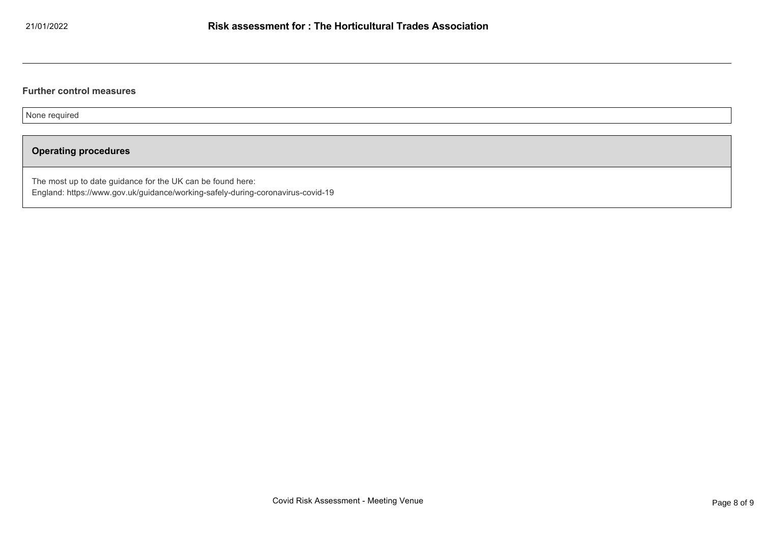### Further control measures

None required

### Operating procedures

The most up to date guidance for the UK can be found here:
England: https://www.gov.uk/guidance/working-safely-during-coronavirus-covid-19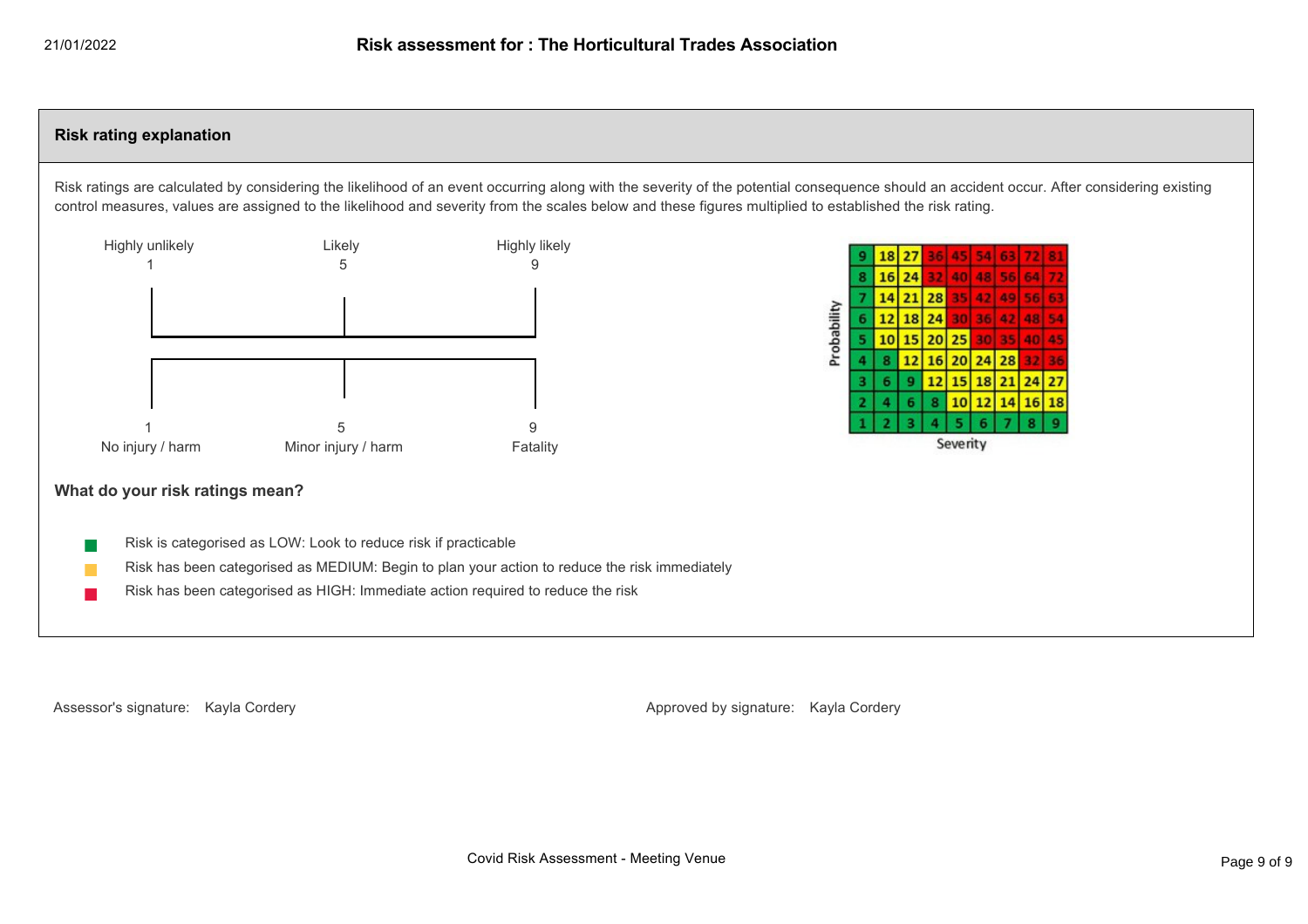## Risk rating explanation

Risk ratings are calculated by considering the likelihood of an event occurring along with the severity of the potential consequence should an accident occur. After considering existing control measures, values are assigned to the likelihood and severity from the scales below and these figures multiplied to established the risk rating.

Highly unlikely
1

Likely
5

Highly likely
9

1
No injury / harm

5
Minor injury / harm

9
Fatality

Probability

9 18 27 36 45 54 63 72 81
8 16 24 32 40 48 56 64 72
7 14 21 28 35 42 49 56 63
6 12 18 24 30 36 42 48 54
5 10 15 20 25 30 35 40 45
4 8 12 16 20 24 28 32 36
3 6 9 12 15 18 21 24 27
2 4 6 8 10 12 14 16 18
1 2 3 4 5 6 7 8 9

Severity

### What do your risk ratings mean?

- Risk is categorised as LOW: Look to reduce risk if practicable
- Risk has been categorised as MEDIUM: Begin to plan your action to reduce the risk immediately
- Risk has been categorised as HIGH: Immediate action required to reduce the risk

Assessor's signature: Kayla Cordery

Approved by signature: Kayla Cordery